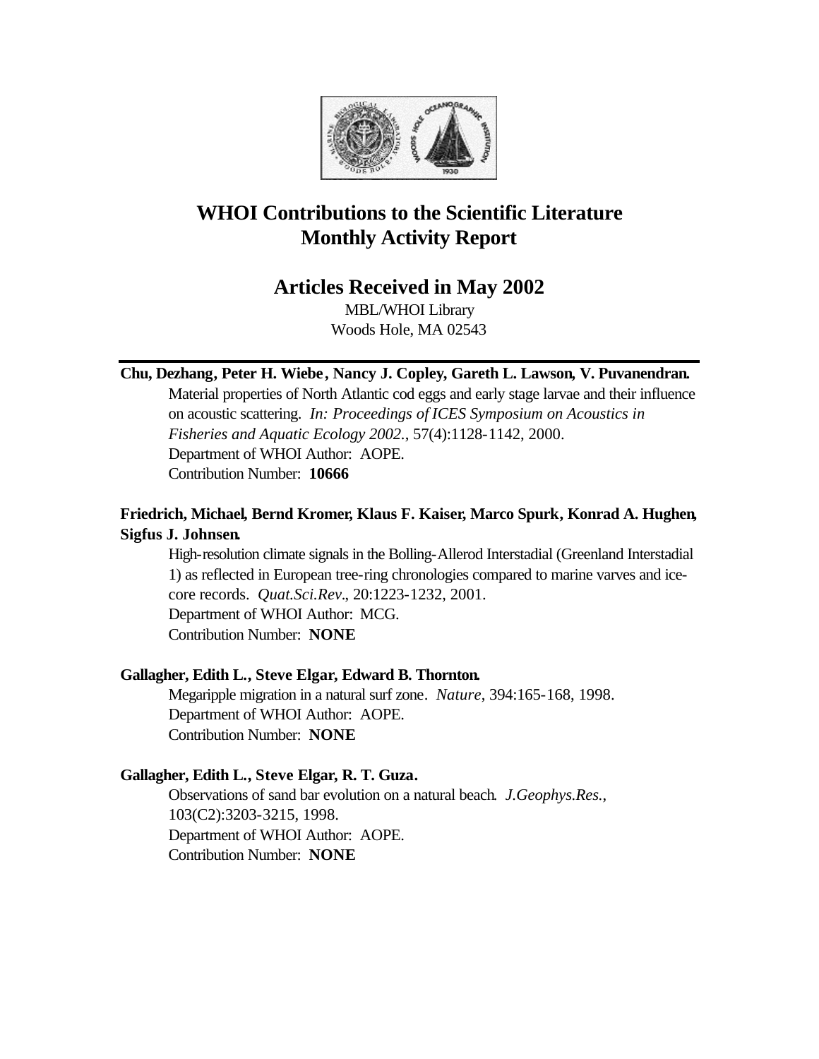# WHOI Contributions to the Scientific Literature Monthly Activity Report

## Articles Received in May 2002

MBL/WHOI Library
Woods Hole, MA 02543

---

**Chu, Dezhang, Peter H. Wiebe, Nancy J. Copley, Gareth L. Lawson, V. Puvanendran.**

Material properties of North Atlantic cod eggs and early stage larvae and their influence on acoustic scattering. *In: Proceedings of ICES Symposium on Acoustics in Fisheries and Aquatic Ecology 2002.*, 57(4):1128-1142, 2000.
Department of WHOI Author: AOPE.
Contribution Number: **10666**

**Friedrich, Michael, Bernd Kromer, Klaus F. Kaiser, Marco Spurk, Konrad A. Hughen, Sigfus J. Johnsen.**

High-resolution climate signals in the Bolling-Allerod Interstadial (Greenland Interstadial 1) as reflected in European tree-ring chronologies compared to marine varves and ice-core records. *Quat.Sci.Rev.*, 20:1223-1232, 2001.
Department of WHOI Author: MCG.
Contribution Number: **NONE**

**Gallagher, Edith L., Steve Elgar, Edward B. Thornton.**

Megaripple migration in a natural surf zone. *Nature*, 394:165-168, 1998.
Department of WHOI Author: AOPE.
Contribution Number: **NONE**

**Gallagher, Edith L., Steve Elgar, R. T. Guza.**

Observations of sand bar evolution on a natural beach. *J.Geophys.Res.*, 103(C2):3203-3215, 1998.
Department of WHOI Author: AOPE.
Contribution Number: **NONE**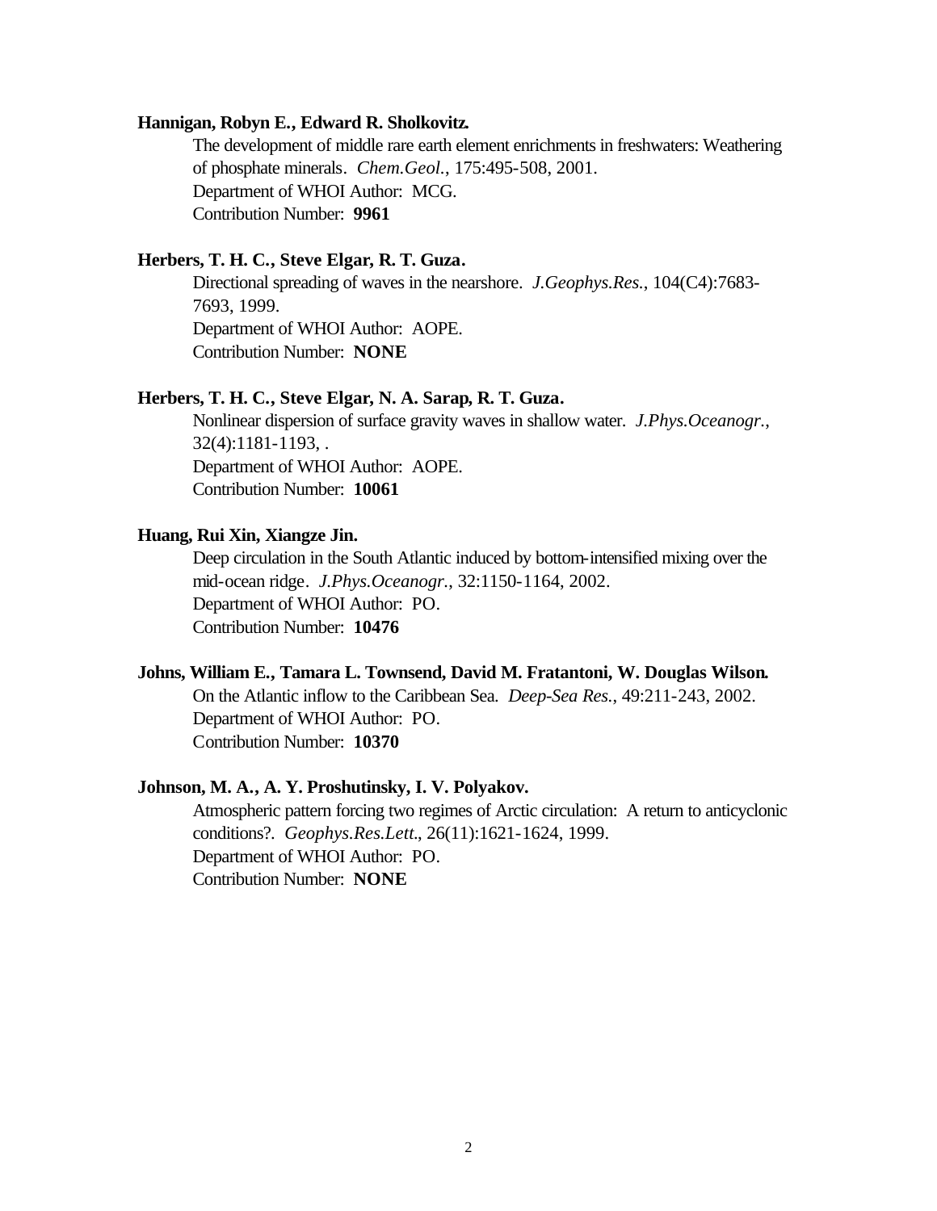**Hannigan, Robyn E., Edward R. Sholkovitz.**

The development of middle rare earth element enrichments in freshwaters: Weathering of phosphate minerals. *Chem.Geol.*, 175:495-508, 2001.
Department of WHOI Author: MCG.
Contribution Number: **9961**

**Herbers, T. H. C., Steve Elgar, R. T. Guza.**

Directional spreading of waves in the nearshore. *J.Geophys.Res.*, 104(C4):7683-7693, 1999.
Department of WHOI Author: AOPE.
Contribution Number: **NONE**

**Herbers, T. H. C., Steve Elgar, N. A. Sarap, R. T. Guza.**

Nonlinear dispersion of surface gravity waves in shallow water. *J.Phys.Oceanogr.*, 32(4):1181-1193, .
Department of WHOI Author: AOPE.
Contribution Number: **10061**

**Huang, Rui Xin, Xiangze Jin.**

Deep circulation in the South Atlantic induced by bottom-intensified mixing over the mid-ocean ridge. *J.Phys.Oceanogr.*, 32:1150-1164, 2002.
Department of WHOI Author: PO.
Contribution Number: **10476**

**Johns, William E., Tamara L. Townsend, David M. Fratantoni, W. Douglas Wilson.**

On the Atlantic inflow to the Caribbean Sea. *Deep-Sea Res.*, 49:211-243, 2002.
Department of WHOI Author: PO.
Contribution Number: **10370**

**Johnson, M. A., A. Y. Proshutinsky, I. V. Polyakov.**

Atmospheric pattern forcing two regimes of Arctic circulation: A return to anticyclonic conditions?. *Geophys.Res.Lett.*, 26(11):1621-1624, 1999.
Department of WHOI Author: PO.
Contribution Number: **NONE**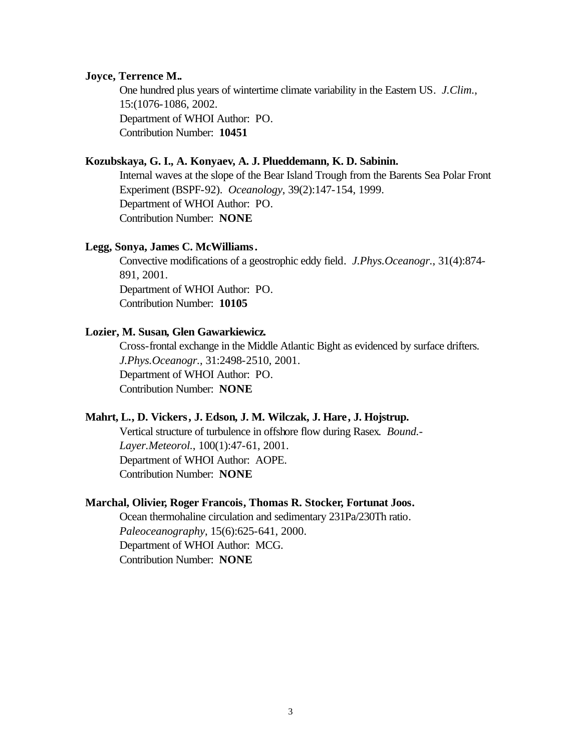**Joyce, Terrence M..**

One hundred plus years of wintertime climate variability in the Eastern US. *J.Clim.*, 15:(1076-1086, 2002.
Department of WHOI Author: PO.
Contribution Number: **10451**

**Kozubskaya, G. I., A. Konyaev, A. J. Plueddemann, K. D. Sabinin.**

Internal waves at the slope of the Bear Island Trough from the Barents Sea Polar Front Experiment (BSPF-92). *Oceanology*, 39(2):147-154, 1999.
Department of WHOI Author: PO.
Contribution Number: **NONE**

**Legg, Sonya, James C. McWilliams.**

Convective modifications of a geostrophic eddy field. *J.Phys.Oceanogr.*, 31(4):874-891, 2001.
Department of WHOI Author: PO.
Contribution Number: **10105**

**Lozier, M. Susan, Glen Gawarkiewicz.**

Cross-frontal exchange in the Middle Atlantic Bight as evidenced by surface drifters. *J.Phys.Oceanogr.*, 31:2498-2510, 2001.
Department of WHOI Author: PO.
Contribution Number: **NONE**

**Mahrt, L., D. Vickers, J. Edson, J. M. Wilczak, J. Hare, J. Hojstrup.**

Vertical structure of turbulence in offshore flow during Rasex. *Bound.-Layer.Meteorol.*, 100(1):47-61, 2001.
Department of WHOI Author: AOPE.
Contribution Number: **NONE**

**Marchal, Olivier, Roger Francois, Thomas R. Stocker, Fortunat Joos.**

Ocean thermohaline circulation and sedimentary 231Pa/230Th ratio. *Paleoceanography*, 15(6):625-641, 2000.
Department of WHOI Author: MCG.
Contribution Number: **NONE**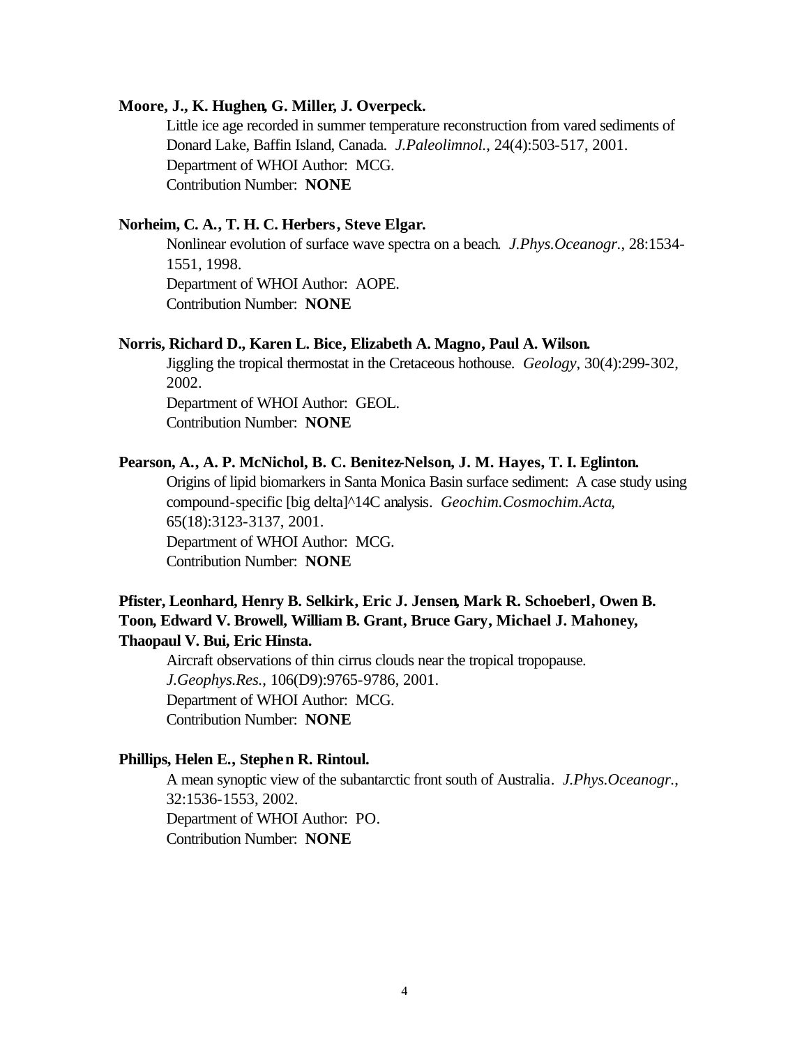**Moore, J., K. Hughen, G. Miller, J. Overpeck.**

Little ice age recorded in summer temperature reconstruction from vared sediments of Donard Lake, Baffin Island, Canada. *J.Paleolimnol.*, 24(4):503-517, 2001.
Department of WHOI Author: MCG.
Contribution Number: **NONE**

**Norheim, C. A., T. H. C. Herbers, Steve Elgar.**

Nonlinear evolution of surface wave spectra on a beach. *J.Phys.Oceanogr.*, 28:1534-1551, 1998.
Department of WHOI Author: AOPE.
Contribution Number: **NONE**

**Norris, Richard D., Karen L. Bice, Elizabeth A. Magno, Paul A. Wilson.**

Jiggling the tropical thermostat in the Cretaceous hothouse. *Geology*, 30(4):299-302, 2002.
Department of WHOI Author: GEOL.
Contribution Number: **NONE**

**Pearson, A., A. P. McNichol, B. C. Benitez-Nelson, J. M. Hayes, T. I. Eglinton.**

Origins of lipid biomarkers in Santa Monica Basin surface sediment: A case study using compound-specific [big delta]^14C analysis. *Geochim.Cosmochim.Acta*, 65(18):3123-3137, 2001.
Department of WHOI Author: MCG.
Contribution Number: **NONE**

**Pfister, Leonhard, Henry B. Selkirk, Eric J. Jensen, Mark R. Schoeberl, Owen B. Toon, Edward V. Browell, William B. Grant, Bruce Gary, Michael J. Mahoney, Thaopaul V. Bui, Eric Hinsta.**

Aircraft observations of thin cirrus clouds near the tropical tropopause. *J.Geophys.Res.*, 106(D9):9765-9786, 2001.
Department of WHOI Author: MCG.
Contribution Number: **NONE**

**Phillips, Helen E., Stephen R. Rintoul.**

A mean synoptic view of the subantarctic front south of Australia. *J.Phys.Oceanogr.*, 32:1536-1553, 2002.
Department of WHOI Author: PO.
Contribution Number: **NONE**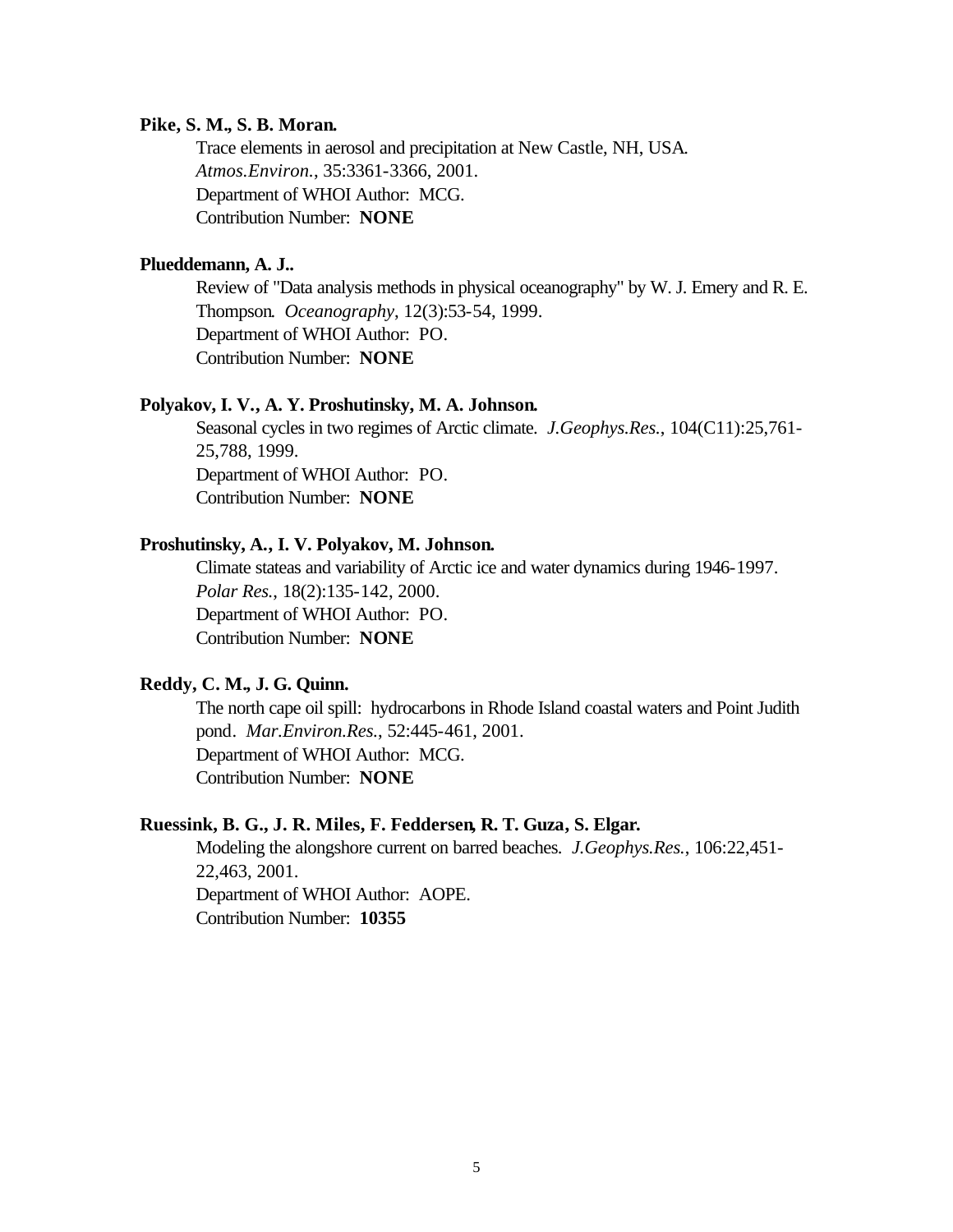**Pike, S. M., S. B. Moran.**

Trace elements in aerosol and precipitation at New Castle, NH, USA. *Atmos.Environ.*, 35:3361-3366, 2001.
Department of WHOI Author: MCG.
Contribution Number: **NONE**

**Plueddemann, A. J..**

Review of "Data analysis methods in physical oceanography" by W. J. Emery and R. E. Thompson. *Oceanography*, 12(3):53-54, 1999.
Department of WHOI Author: PO.
Contribution Number: **NONE**

**Polyakov, I. V., A. Y. Proshutinsky, M. A. Johnson.**

Seasonal cycles in two regimes of Arctic climate. *J.Geophys.Res.*, 104(C11):25,761-25,788, 1999.
Department of WHOI Author: PO.
Contribution Number: **NONE**

**Proshutinsky, A., I. V. Polyakov, M. Johnson.**

Climate stateas and variability of Arctic ice and water dynamics during 1946-1997. *Polar Res.*, 18(2):135-142, 2000.
Department of WHOI Author: PO.
Contribution Number: **NONE**

**Reddy, C. M., J. G. Quinn.**

The north cape oil spill: hydrocarbons in Rhode Island coastal waters and Point Judith pond. *Mar.Environ.Res.*, 52:445-461, 2001.
Department of WHOI Author: MCG.
Contribution Number: **NONE**

**Ruessink, B. G., J. R. Miles, F. Feddersen, R. T. Guza, S. Elgar.**

Modeling the alongshore current on barred beaches. *J.Geophys.Res.*, 106:22,451-22,463, 2001.
Department of WHOI Author: AOPE.
Contribution Number: **10355**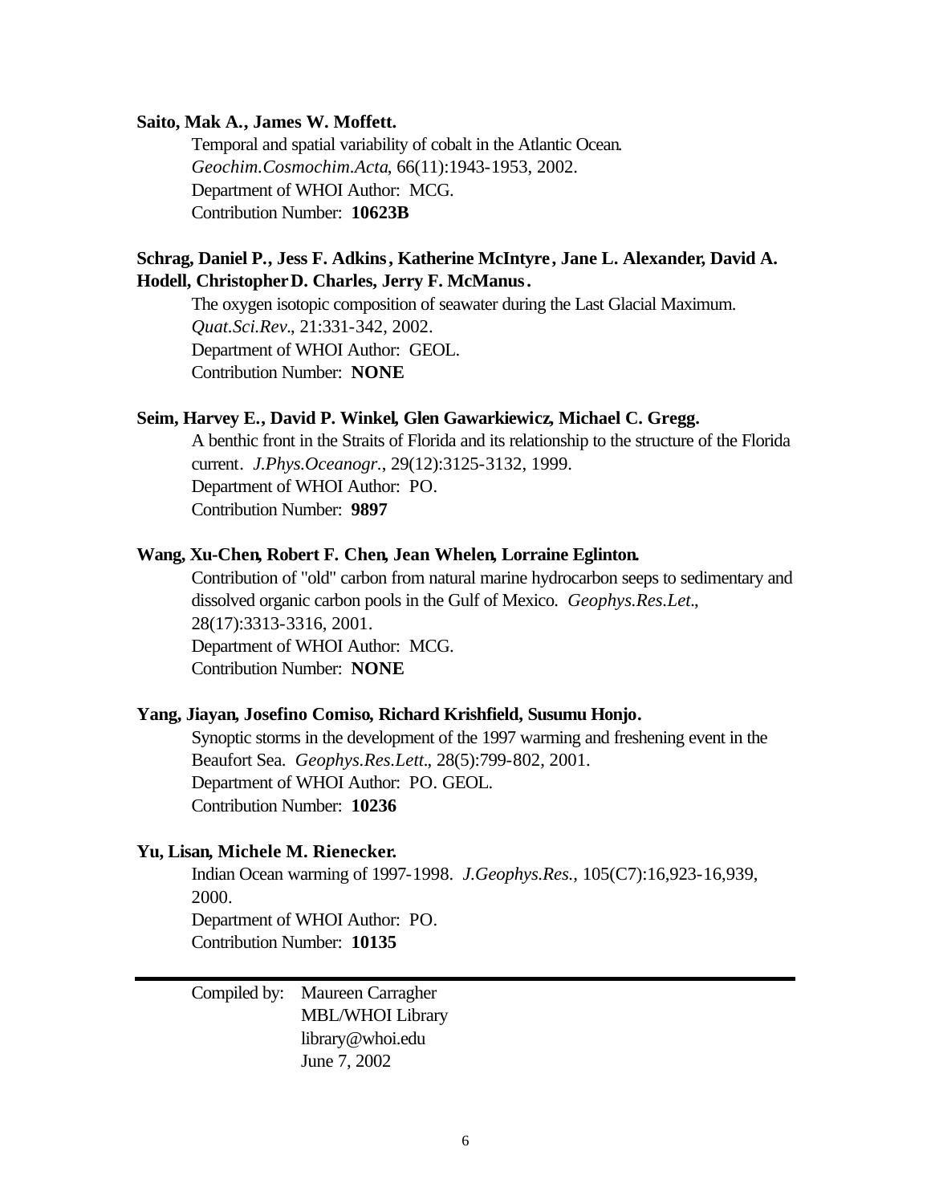**Saito, Mak A., James W. Moffett.**

Temporal and spatial variability of cobalt in the Atlantic Ocean. *Geochim.Cosmochim.Acta*, 66(11):1943-1953, 2002.
Department of WHOI Author: MCG.
Contribution Number: **10623B**

**Schrag, Daniel P., Jess F. Adkins, Katherine McIntyre, Jane L. Alexander, David A. Hodell, Christopher D. Charles, Jerry F. McManus.**

The oxygen isotopic composition of seawater during the Last Glacial Maximum. *Quat.Sci.Rev*., 21:331-342, 2002.
Department of WHOI Author: GEOL.
Contribution Number: **NONE**

**Seim, Harvey E., David P. Winkel, Glen Gawarkiewicz, Michael C. Gregg.**

A benthic front in the Straits of Florida and its relationship to the structure of the Florida current. *J.Phys.Oceanogr.*, 29(12):3125-3132, 1999.
Department of WHOI Author: PO.
Contribution Number: **9897**

**Wang, Xu-Chen, Robert F. Chen, Jean Whelen, Lorraine Eglinton.**

Contribution of "old" carbon from natural marine hydrocarbon seeps to sedimentary and dissolved organic carbon pools in the Gulf of Mexico. *Geophys.Res.Let*., 28(17):3313-3316, 2001.
Department of WHOI Author: MCG.
Contribution Number: **NONE**

**Yang, Jiayan, Josefino Comiso, Richard Krishfield, Susumu Honjo.**

Synoptic storms in the development of the 1997 warming and freshening event in the Beaufort Sea. *Geophys.Res.Lett*., 28(5):799-802, 2001.
Department of WHOI Author: PO. GEOL.
Contribution Number: **10236**

**Yu, Lisan, Michele M. Rienecker.**

Indian Ocean warming of 1997-1998. *J.Geophys.Res.*, 105(C7):16,923-16,939, 2000.
Department of WHOI Author: PO.
Contribution Number: **10135**

---

Compiled by: Maureen Carragher
MBL/WHOI Library
library@whoi.edu
June 7, 2002